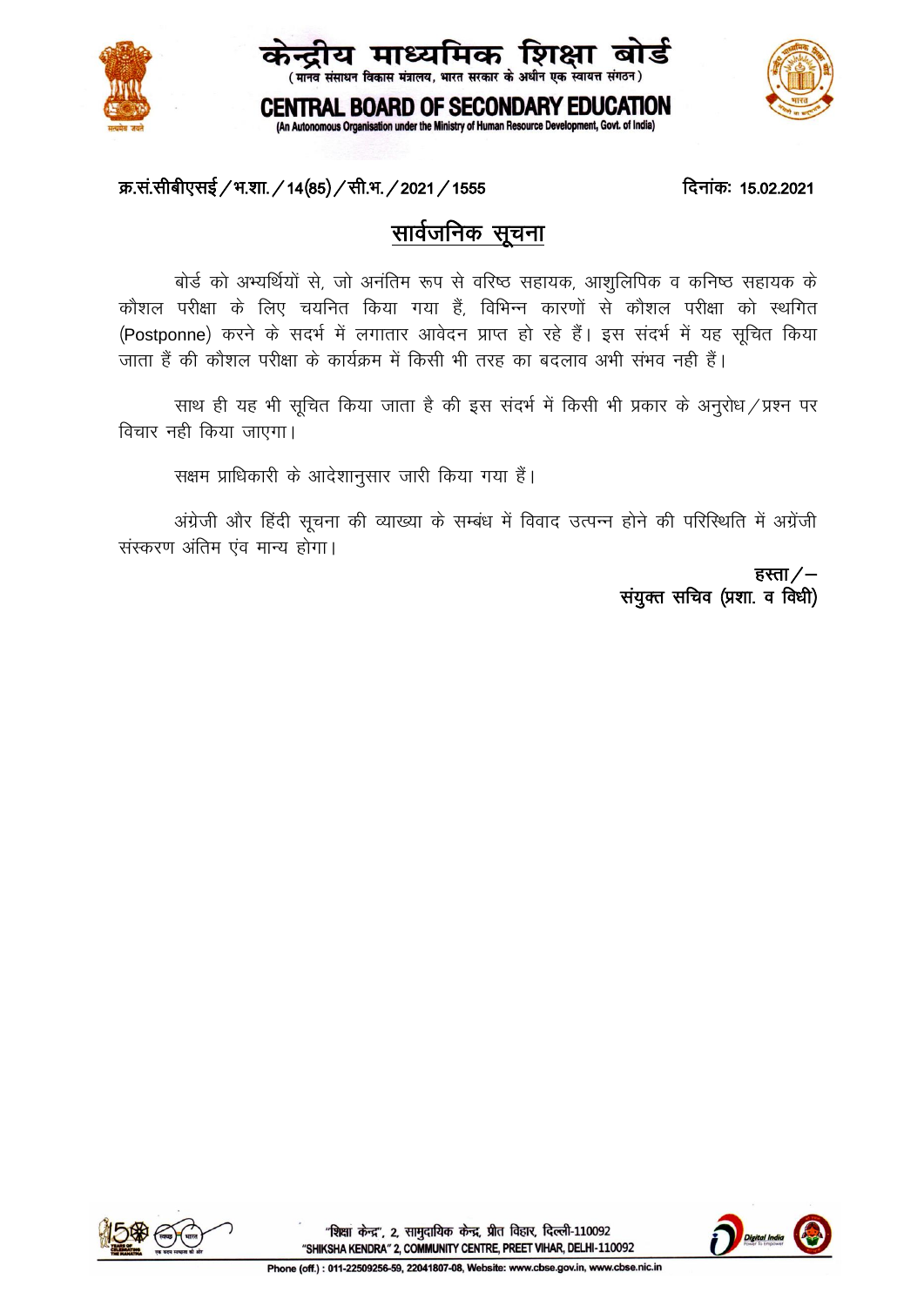# केन्द्रीय माध्यमिक शिक्षा बोर्ड

(मानव संसाधन विकास मंत्रालय, भारत सरकार के अधीन एक स्वायत्त संगठन)

# CENTRAL BOARD OF SECONDARY EDUCATION

(An Autonomous Organisation under the Ministry of Human Resource Development, Govt. of India)

**क्र.सं.सीबीएसई/भ.शा./14(85)/सी.भ./2021/1555** **दिनांकः 15.02.2021**

## सार्वजनिक सूचना

बोर्ड को अभ्यर्थियों से, जो अनंतिम रूप से वरिष्ठ सहायक, आशुलिपिक व कनिष्ठ सहायक के कौशल परीक्षा के लिए चयनित किया गया हैं, विभिन्न कारणों से कौशल परीक्षा को स्थगित (Postponne) करने के सदर्भ में लगातार आवेदन प्राप्त हो रहे हैं। इस संदर्भ में यह सूचित किया जाता हैं की कौशल परीक्षा के कार्यक्रम में किसी भी तरह का बदलाव अभी संभव नही हैं।

साथ ही यह भी सूचित किया जाता है की इस संदर्भ में किसी भी प्रकार के अनुरोध/प्रश्न पर विचार नही किया जाएगा।

सक्षम प्राधिकारी के आदेशानुसार जारी किया गया हैं।

अंग्रेजी और हिंदी सूचना की व्याख्या के सम्बंध में विवाद उत्पन्न होने की परिस्थिति में अंग्रेजी संस्करण अंतिम एंव मान्य होगा।

हस्ता/–
**संयुक्त सचिव (प्रशा. व विधी)**

"शिक्षा केन्द्र", 2, सामुदायिक केन्द्र, प्रीत विहार, दिल्ली-110092
"SHIKSHA KENDRA" 2, COMMUNITY CENTRE, PREET VIHAR, DELHI-110092

Phone (off.) : 011-22509256-59, 22041807-08, Website: www.cbse.gov.in, www.cbse.nic.in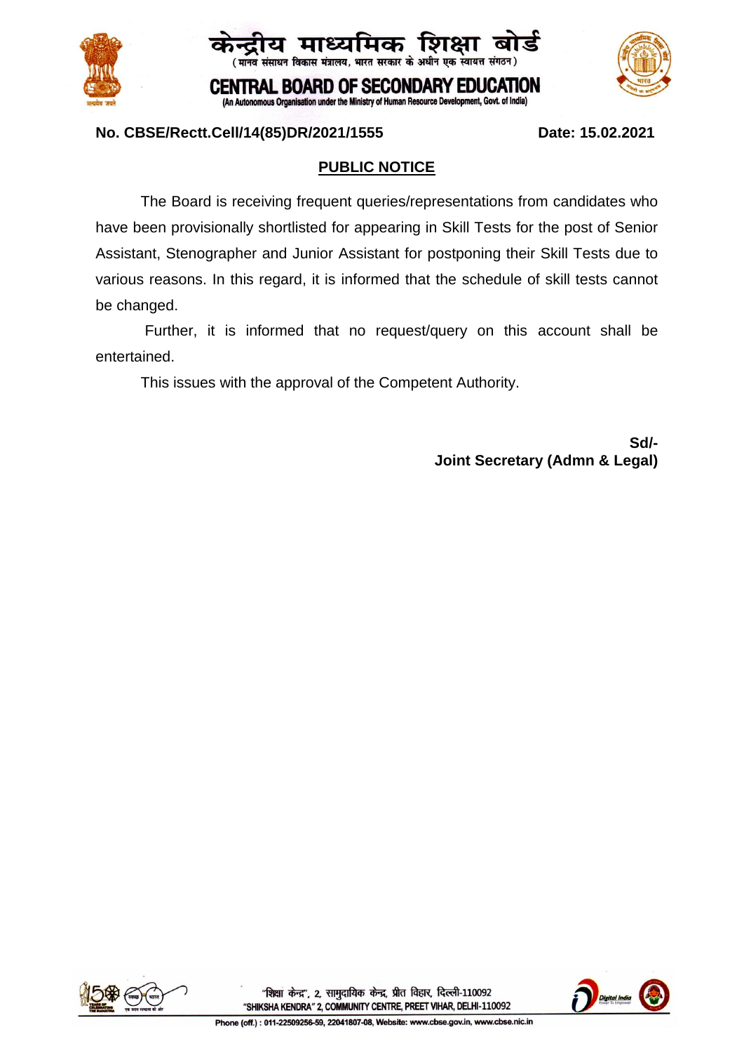केन्द्रीय माध्यमिक शिक्षा बोर्ड

(मानव संसाधन विकास मंत्रालय, भारत सरकार के अधीन एक स्वायत्त संगठन)

CENTRAL BOARD OF SECONDARY EDUCATION

(An Autonomous Organisation under the Ministry of Human Resource Development, Govt. of India)

**No. CBSE/Rectt.Cell/14(85)DR/2021/1555** **Date: 15.02.2021**

## PUBLIC NOTICE

The Board is receiving frequent queries/representations from candidates who have been provisionally shortlisted for appearing in Skill Tests for the post of Senior Assistant, Stenographer and Junior Assistant for postponing their Skill Tests due to various reasons. In this regard, it is informed that the schedule of skill tests cannot be changed.

Further, it is informed that no request/query on this account shall be entertained.

This issues with the approval of the Competent Authority.

**Sd/-**
**Joint Secretary (Admn & Legal)**

"शिक्षा केन्द्र", 2, सामुदायिक केन्द्र, प्रीत विहार, दिल्ली-110092
"SHIKSHA KENDRA" 2, COMMUNITY CENTRE, PREET VIHAR, DELHI-110092
Phone (off.) : 011-22509256-59, 22041807-08, Website: www.cbse.gov.in, www.cbse.nic.in